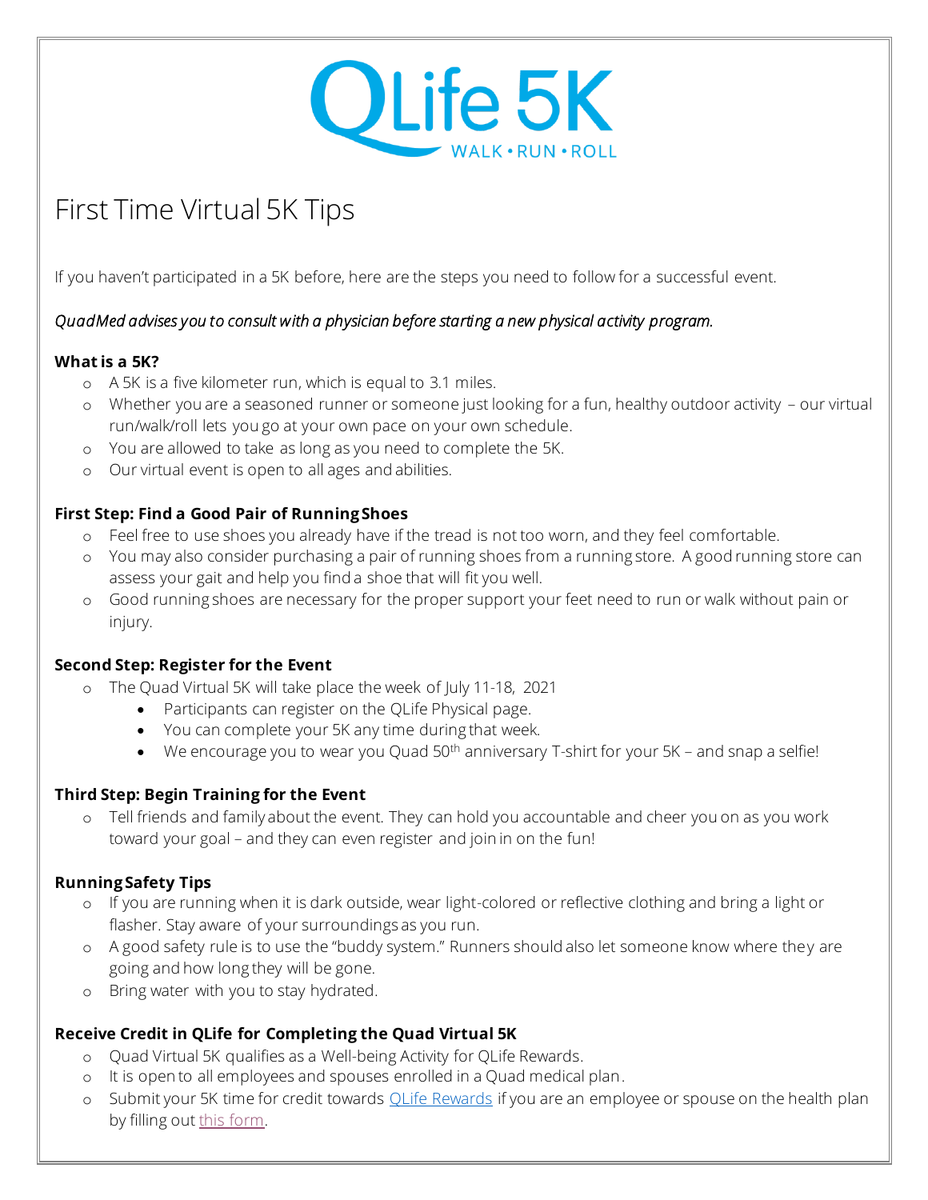QLife 5K
WALK • RUN • ROLL

# First Time Virtual 5K Tips

If you haven't participated in a 5K before, here are the steps you need to follow for a successful event.

*QuadMed advises you to consult with a physician before starting a new physical activity program.*

**What is a 5K?**

- A 5K is a five kilometer run, which is equal to 3.1 miles.
- Whether you are a seasoned runner or someone just looking for a fun, healthy outdoor activity – our virtual run/walk/roll lets you go at your own pace on your own schedule.
- You are allowed to take as long as you need to complete the 5K.
- Our virtual event is open to all ages and abilities.

**First Step: Find a Good Pair of Running Shoes**

- Feel free to use shoes you already have if the tread is not too worn, and they feel comfortable.
- You may also consider purchasing a pair of running shoes from a running store. A good running store can assess your gait and help you find a shoe that will fit you well.
- Good running shoes are necessary for the proper support your feet need to run or walk without pain or injury.

**Second Step: Register for the Event**

- The Quad Virtual 5K will take place the week of July 11-18, 2021
  - Participants can register on the QLife Physical page.
  - You can complete your 5K any time during that week.
  - We encourage you to wear you Quad 50th anniversary T-shirt for your 5K – and snap a selfie!

**Third Step: Begin Training for the Event**

- Tell friends and family about the event. They can hold you accountable and cheer you on as you work toward your goal – and they can even register and join in on the fun!

**Running Safety Tips**

- If you are running when it is dark outside, wear light-colored or reflective clothing and bring a light or flasher. Stay aware of your surroundings as you run.
- A good safety rule is to use the "buddy system." Runners should also let someone know where they are going and how long they will be gone.
- Bring water with you to stay hydrated.

**Receive Credit in QLife for Completing the Quad Virtual 5K**

- Quad Virtual 5K qualifies as a Well-being Activity for QLife Rewards.
- It is open to all employees and spouses enrolled in a Quad medical plan.
- Submit your 5K time for credit towards QLife Rewards if you are an employee or spouse on the health plan by filling out this form.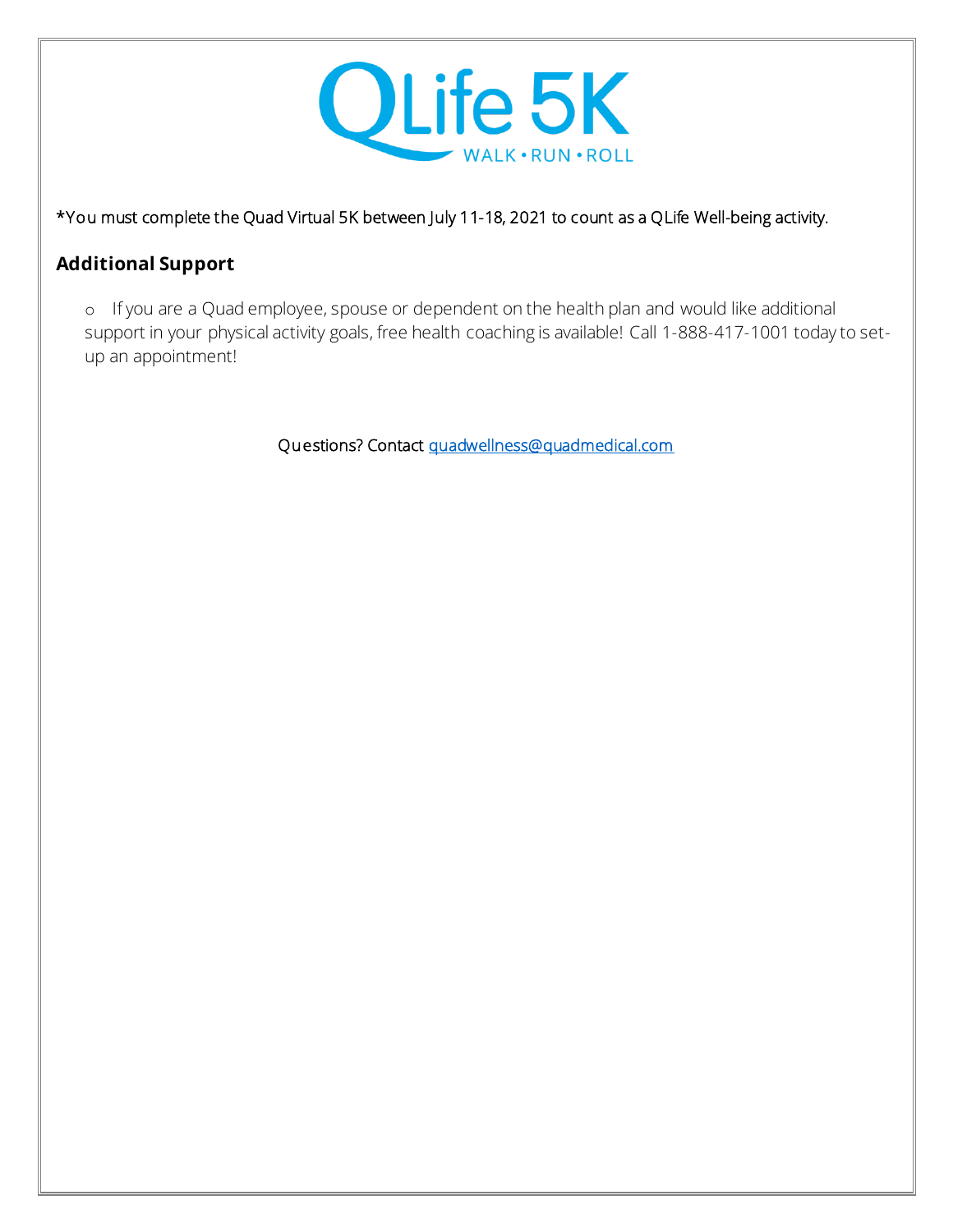# QLife 5K

WALK • RUN • ROLL

*You must complete the Quad Virtual 5K between July 11-18, 2021 to count as a QLife Well-being activity.

## Additional Support

- If you are a Quad employee, spouse or dependent on the health plan and would like additional support in your physical activity goals, free health coaching is available! Call 1-888-417-1001 today to set-up an appointment!

Questions? Contact quadwellness@quadmedical.com